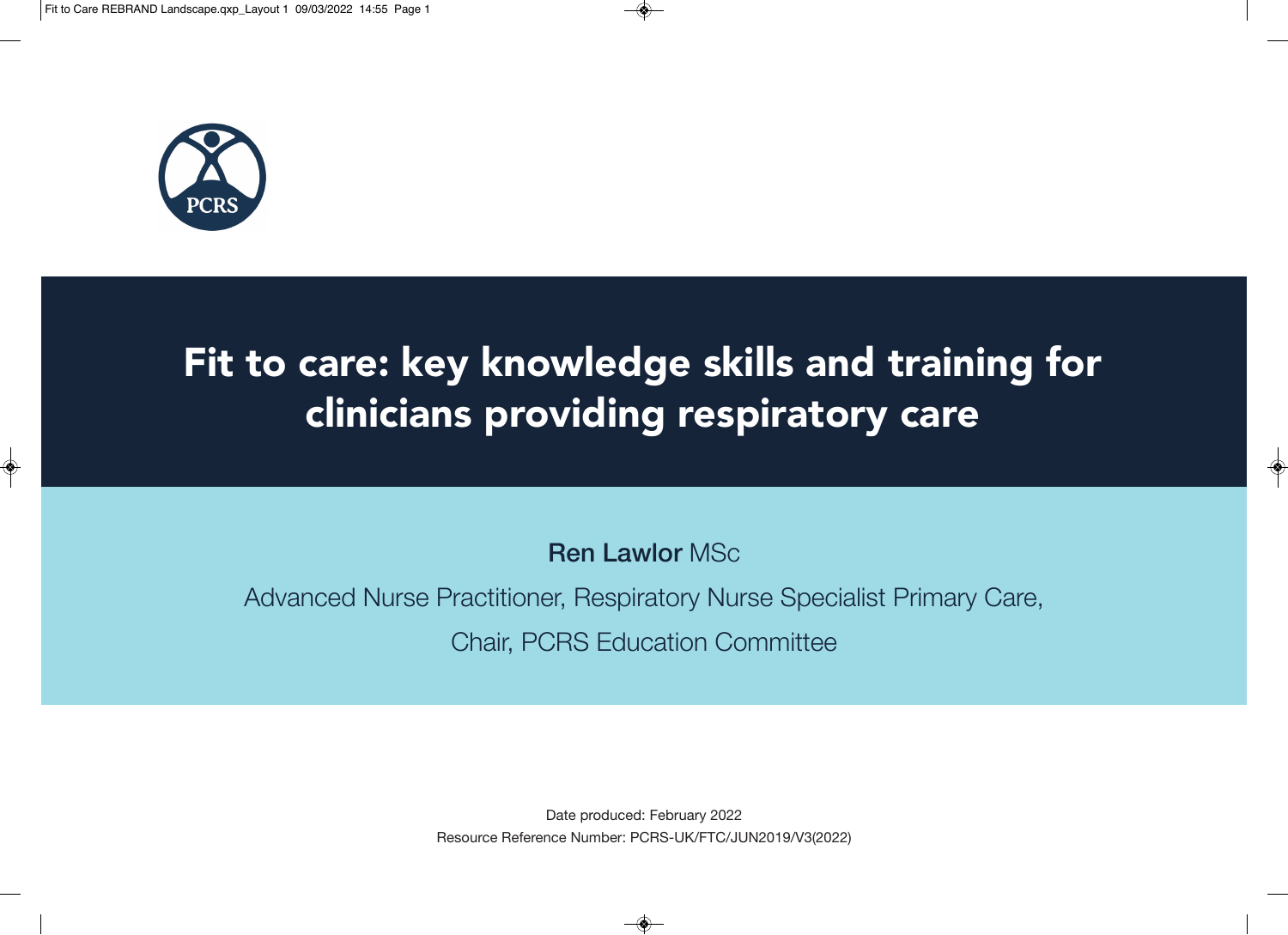# Fit to care: key knowledge skills and training for clinicians providing respiratory care

**Ren Lawlor** MSc

Advanced Nurse Practitioner, Respiratory Nurse Specialist Primary Care,

Chair, PCRS Education Committee

Date produced: February 2022

Resource Reference Number: PCRS-UK/FTC/JUN2019/V3(2022)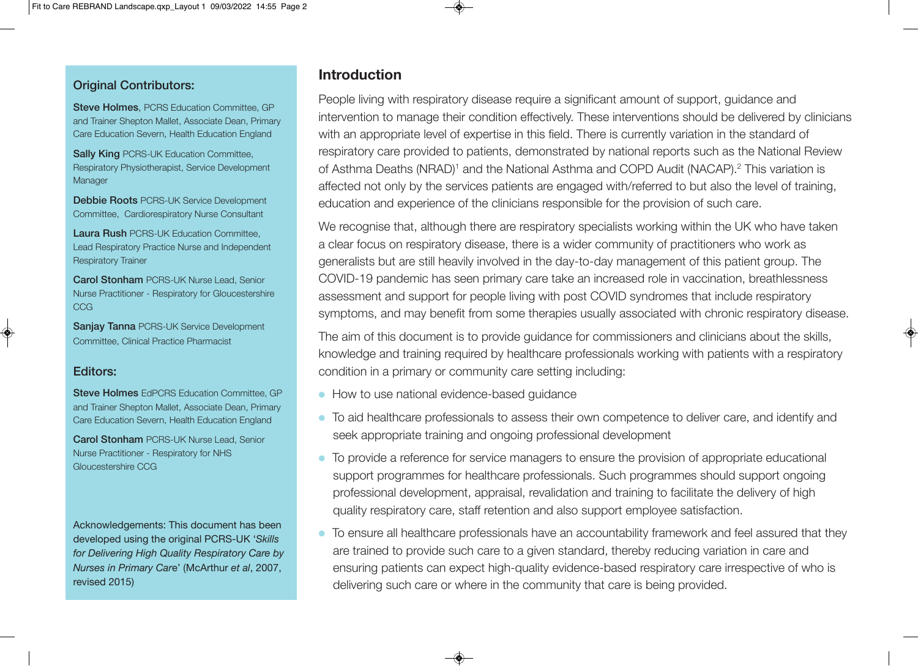## Original Contributors:

**Steve Holmes**, PCRS Education Committee, GP and Trainer Shepton Mallet, Associate Dean, Primary Care Education Severn, Health Education England

**Sally King** PCRS-UK Education Committee, Respiratory Physiotherapist, Service Development Manager

**Debbie Roots** PCRS-UK Service Development Committee, Cardiorespiratory Nurse Consultant

**Laura Rush** PCRS-UK Education Committee, Lead Respiratory Practice Nurse and Independent Respiratory Trainer

**Carol Stonham** PCRS-UK Nurse Lead, Senior Nurse Practitioner - Respiratory for Gloucestershire CCG

**Sanjay Tanna** PCRS-UK Service Development Committee, Clinical Practice Pharmacist

## Editors:

**Steve Holmes** EdPCRS Education Committee, GP and Trainer Shepton Mallet, Associate Dean, Primary Care Education Severn, Health Education England

**Carol Stonham** PCRS-UK Nurse Lead, Senior Nurse Practitioner - Respiratory for NHS Gloucestershire CCG

Acknowledgements: This document has been developed using the original PCRS-UK '*Skills for Delivering High Quality Respiratory Care by Nurses in Primary Care*' (McArthur *et al*, 2007, revised 2015)

## Introduction

People living with respiratory disease require a significant amount of support, guidance and intervention to manage their condition effectively. These interventions should be delivered by clinicians with an appropriate level of expertise in this field. There is currently variation in the standard of respiratory care provided to patients, demonstrated by national reports such as the National Review of Asthma Deaths (NRAD)[1] and the National Asthma and COPD Audit (NACAP).[2] This variation is affected not only by the services patients are engaged with/referred to but also the level of training, education and experience of the clinicians responsible for the provision of such care.

We recognise that, although there are respiratory specialists working within the UK who have taken a clear focus on respiratory disease, there is a wider community of practitioners who work as generalists but are still heavily involved in the day-to-day management of this patient group. The COVID-19 pandemic has seen primary care take an increased role in vaccination, breathlessness assessment and support for people living with post COVID syndromes that include respiratory symptoms, and may benefit from some therapies usually associated with chronic respiratory disease.

The aim of this document is to provide guidance for commissioners and clinicians about the skills, knowledge and training required by healthcare professionals working with patients with a respiratory condition in a primary or community care setting including:

- How to use national evidence-based guidance
- To aid healthcare professionals to assess their own competence to deliver care, and identify and seek appropriate training and ongoing professional development
- To provide a reference for service managers to ensure the provision of appropriate educational support programmes for healthcare professionals. Such programmes should support ongoing professional development, appraisal, revalidation and training to facilitate the delivery of high quality respiratory care, staff retention and also support employee satisfaction.
- To ensure all healthcare professionals have an accountability framework and feel assured that they are trained to provide such care to a given standard, thereby reducing variation in care and ensuring patients can expect high-quality evidence-based respiratory care irrespective of who is delivering such care or where in the community that care is being provided.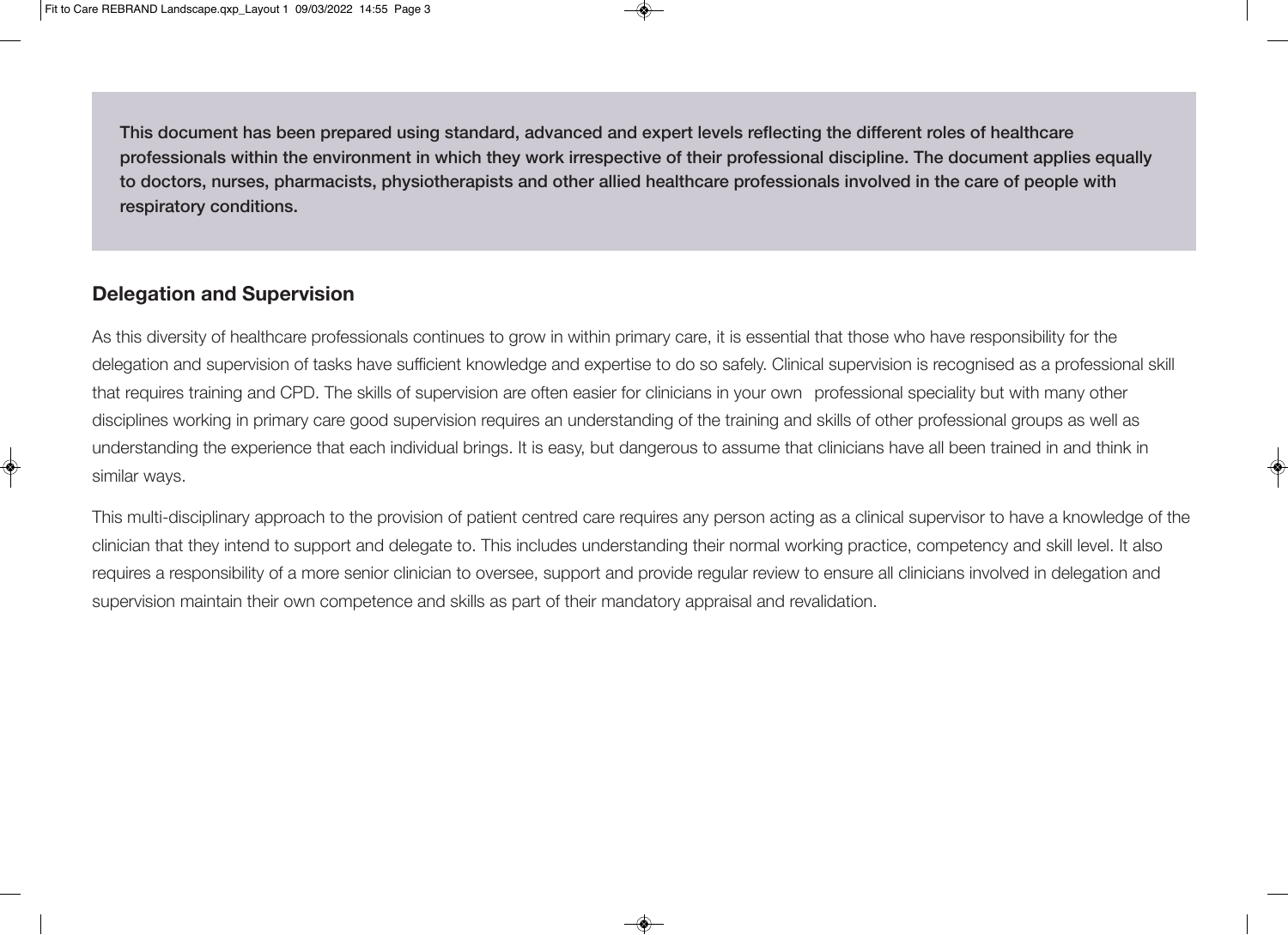**This document has been prepared using standard, advanced and expert levels reflecting the different roles of healthcare professionals within the environment in which they work irrespective of their professional discipline. The document applies equally to doctors, nurses, pharmacists, physiotherapists and other allied healthcare professionals involved in the care of people with respiratory conditions.**

## Delegation and Supervision

As this diversity of healthcare professionals continues to grow in within primary care, it is essential that those who have responsibility for the delegation and supervision of tasks have sufficient knowledge and expertise to do so safely. Clinical supervision is recognised as a professional skill that requires training and CPD. The skills of supervision are often easier for clinicians in your own professional speciality but with many other disciplines working in primary care good supervision requires an understanding of the training and skills of other professional groups as well as understanding the experience that each individual brings. It is easy, but dangerous to assume that clinicians have all been trained in and think in similar ways.

This multi-disciplinary approach to the provision of patient centred care requires any person acting as a clinical supervisor to have a knowledge of the clinician that they intend to support and delegate to. This includes understanding their normal working practice, competency and skill level. It also requires a responsibility of a more senior clinician to oversee, support and provide regular review to ensure all clinicians involved in delegation and supervision maintain their own competence and skills as part of their mandatory appraisal and revalidation.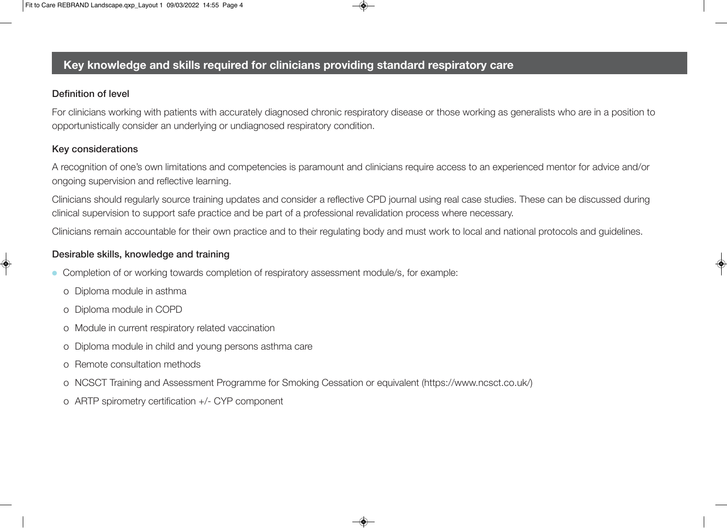## Key knowledge and skills required for clinicians providing standard respiratory care

### Definition of level

For clinicians working with patients with accurately diagnosed chronic respiratory disease or those working as generalists who are in a position to opportunistically consider an underlying or undiagnosed respiratory condition.

### Key considerations

A recognition of one's own limitations and competencies is paramount and clinicians require access to an experienced mentor for advice and/or ongoing supervision and reflective learning.

Clinicians should regularly source training updates and consider a reflective CPD journal using real case studies. These can be discussed during clinical supervision to support safe practice and be part of a professional revalidation process where necessary.

Clinicians remain accountable for their own practice and to their regulating body and must work to local and national protocols and guidelines.

### Desirable skills, knowledge and training

- Completion of or working towards completion of respiratory assessment module/s, for example:
  - Diploma module in asthma
  - Diploma module in COPD
  - Module in current respiratory related vaccination
  - Diploma module in child and young persons asthma care
  - Remote consultation methods
  - NCSCT Training and Assessment Programme for Smoking Cessation or equivalent (https://www.ncsct.co.uk/)
  - ARTP spirometry certification +/- CYP component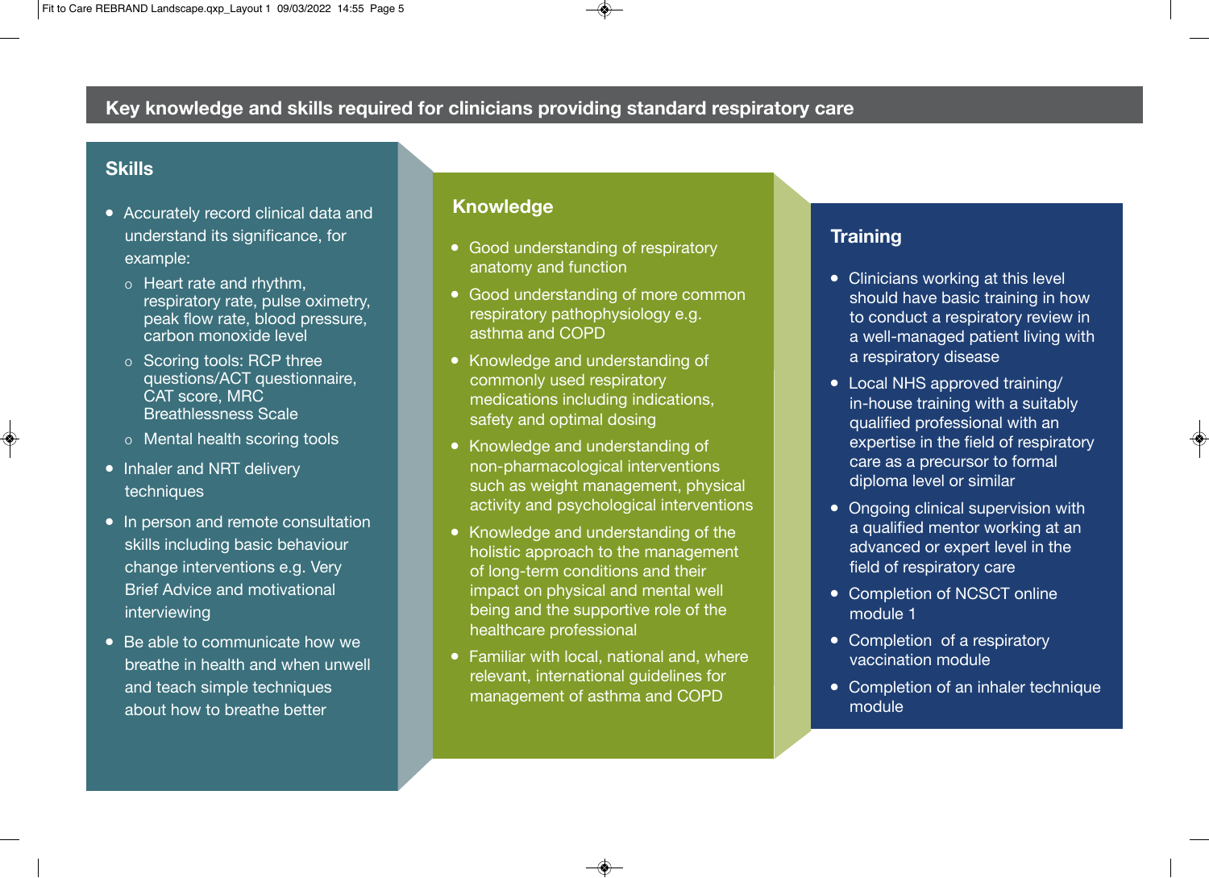## Key knowledge and skills required for clinicians providing standard respiratory care

### Skills

- Accurately record clinical data and understand its significance, for example:
  - Heart rate and rhythm, respiratory rate, pulse oximetry, peak flow rate, blood pressure, carbon monoxide level
  - Scoring tools: RCP three questions/ACT questionnaire, CAT score, MRC Breathlessness Scale
  - Mental health scoring tools
- Inhaler and NRT delivery techniques
- In person and remote consultation skills including basic behaviour change interventions e.g. Very Brief Advice and motivational interviewing
- Be able to communicate how we breathe in health and when unwell and teach simple techniques about how to breathe better

### Knowledge

- Good understanding of respiratory anatomy and function
- Good understanding of more common respiratory pathophysiology e.g. asthma and COPD
- Knowledge and understanding of commonly used respiratory medications including indications, safety and optimal dosing
- Knowledge and understanding of non-pharmacological interventions such as weight management, physical activity and psychological interventions
- Knowledge and understanding of the holistic approach to the management of long-term conditions and their impact on physical and mental well being and the supportive role of the healthcare professional
- Familiar with local, national and, where relevant, international guidelines for management of asthma and COPD

### Training

- Clinicians working at this level should have basic training in how to conduct a respiratory review in a well-managed patient living with a respiratory disease
- Local NHS approved training/ in-house training with a suitably qualified professional with an expertise in the field of respiratory care as a precursor to formal diploma level or similar
- Ongoing clinical supervision with a qualified mentor working at an advanced or expert level in the field of respiratory care
- Completion of NCSCT online module 1
- Completion of a respiratory vaccination module
- Completion of an inhaler technique module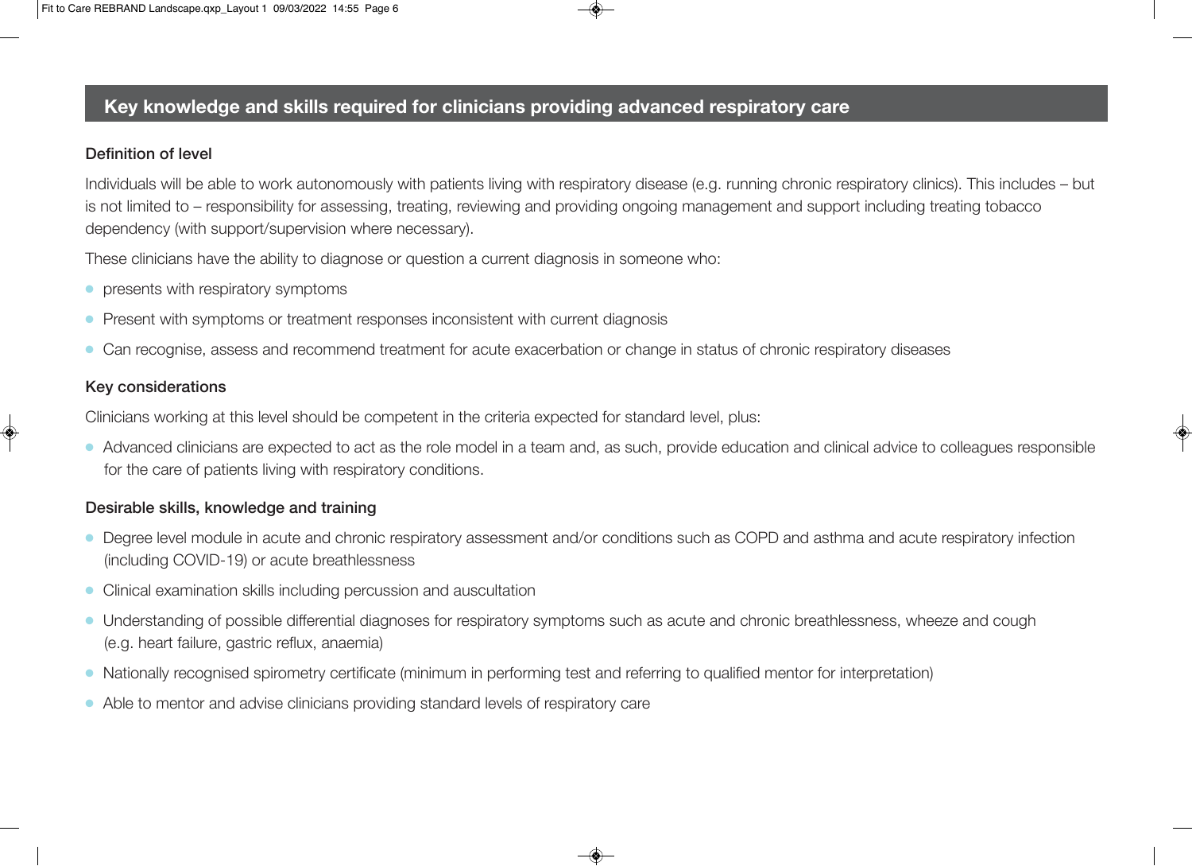## Key knowledge and skills required for clinicians providing advanced respiratory care

### Definition of level

Individuals will be able to work autonomously with patients living with respiratory disease (e.g. running chronic respiratory clinics). This includes – but is not limited to – responsibility for assessing, treating, reviewing and providing ongoing management and support including treating tobacco dependency (with support/supervision where necessary).

These clinicians have the ability to diagnose or question a current diagnosis in someone who:

- presents with respiratory symptoms
- Present with symptoms or treatment responses inconsistent with current diagnosis
- Can recognise, assess and recommend treatment for acute exacerbation or change in status of chronic respiratory diseases

### Key considerations

Clinicians working at this level should be competent in the criteria expected for standard level, plus:

- Advanced clinicians are expected to act as the role model in a team and, as such, provide education and clinical advice to colleagues responsible for the care of patients living with respiratory conditions.

### Desirable skills, knowledge and training

- Degree level module in acute and chronic respiratory assessment and/or conditions such as COPD and asthma and acute respiratory infection (including COVID-19) or acute breathlessness
- Clinical examination skills including percussion and auscultation
- Understanding of possible differential diagnoses for respiratory symptoms such as acute and chronic breathlessness, wheeze and cough (e.g. heart failure, gastric reflux, anaemia)
- Nationally recognised spirometry certificate (minimum in performing test and referring to qualified mentor for interpretation)
- Able to mentor and advise clinicians providing standard levels of respiratory care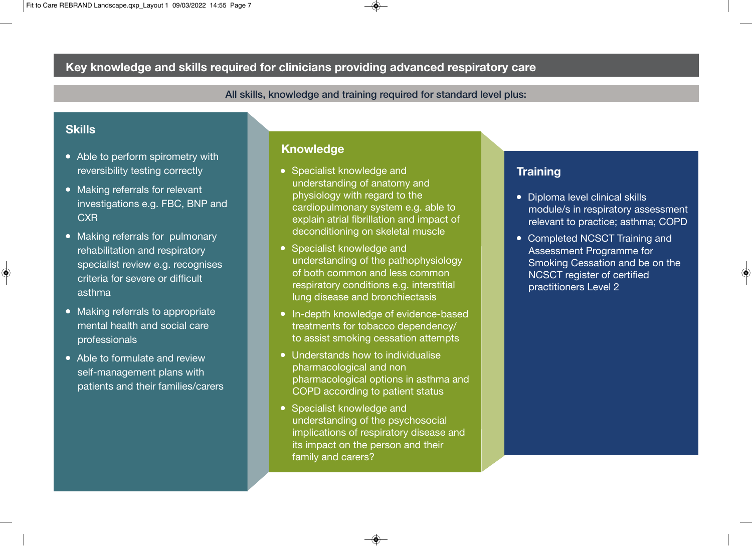## Key knowledge and skills required for clinicians providing advanced respiratory care

All skills, knowledge and training required for standard level plus:

### Skills

- Able to perform spirometry with reversibility testing correctly
- Making referrals for relevant investigations e.g. FBC, BNP and CXR
- Making referrals for pulmonary rehabilitation and respiratory specialist review e.g. recognises criteria for severe or difficult asthma
- Making referrals to appropriate mental health and social care professionals
- Able to formulate and review self-management plans with patients and their families/carers

### Knowledge

- Specialist knowledge and understanding of anatomy and physiology with regard to the cardiopulmonary system e.g. able to explain atrial fibrillation and impact of deconditioning on skeletal muscle
- Specialist knowledge and understanding of the pathophysiology of both common and less common respiratory conditions e.g. interstitial lung disease and bronchiectasis
- In-depth knowledge of evidence-based treatments for tobacco dependency/ to assist smoking cessation attempts
- Understands how to individualise pharmacological and non pharmacological options in asthma and COPD according to patient status
- Specialist knowledge and understanding of the psychosocial implications of respiratory disease and its impact on the person and their family and carers?

### Training

- Diploma level clinical skills module/s in respiratory assessment relevant to practice; asthma; COPD
- Completed NCSCT Training and Assessment Programme for Smoking Cessation and be on the NCSCT register of certified practitioners Level 2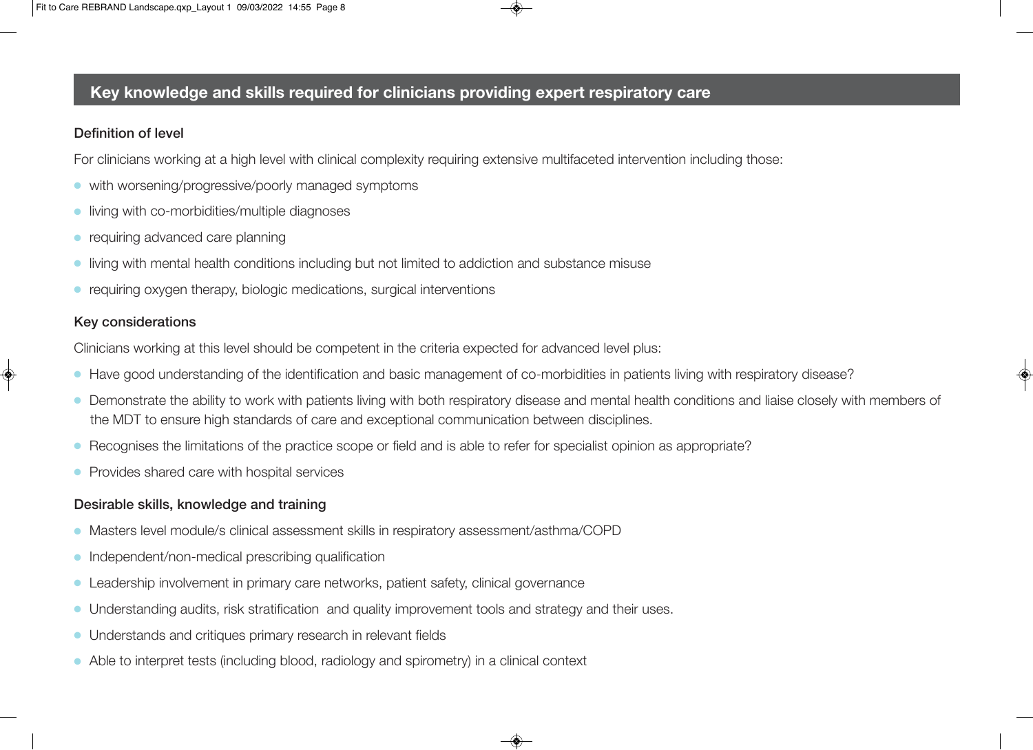## Key knowledge and skills required for clinicians providing expert respiratory care

### Definition of level

For clinicians working at a high level with clinical complexity requiring extensive multifaceted intervention including those:

- with worsening/progressive/poorly managed symptoms
- living with co-morbidities/multiple diagnoses
- requiring advanced care planning
- living with mental health conditions including but not limited to addiction and substance misuse
- requiring oxygen therapy, biologic medications, surgical interventions

### Key considerations

Clinicians working at this level should be competent in the criteria expected for advanced level plus:

- Have good understanding of the identification and basic management of co-morbidities in patients living with respiratory disease?
- Demonstrate the ability to work with patients living with both respiratory disease and mental health conditions and liaise closely with members of the MDT to ensure high standards of care and exceptional communication between disciplines.
- Recognises the limitations of the practice scope or field and is able to refer for specialist opinion as appropriate?
- Provides shared care with hospital services

### Desirable skills, knowledge and training

- Masters level module/s clinical assessment skills in respiratory assessment/asthma/COPD
- Independent/non-medical prescribing qualification
- Leadership involvement in primary care networks, patient safety, clinical governance
- Understanding audits, risk stratification and quality improvement tools and strategy and their uses.
- Understands and critiques primary research in relevant fields
- Able to interpret tests (including blood, radiology and spirometry) in a clinical context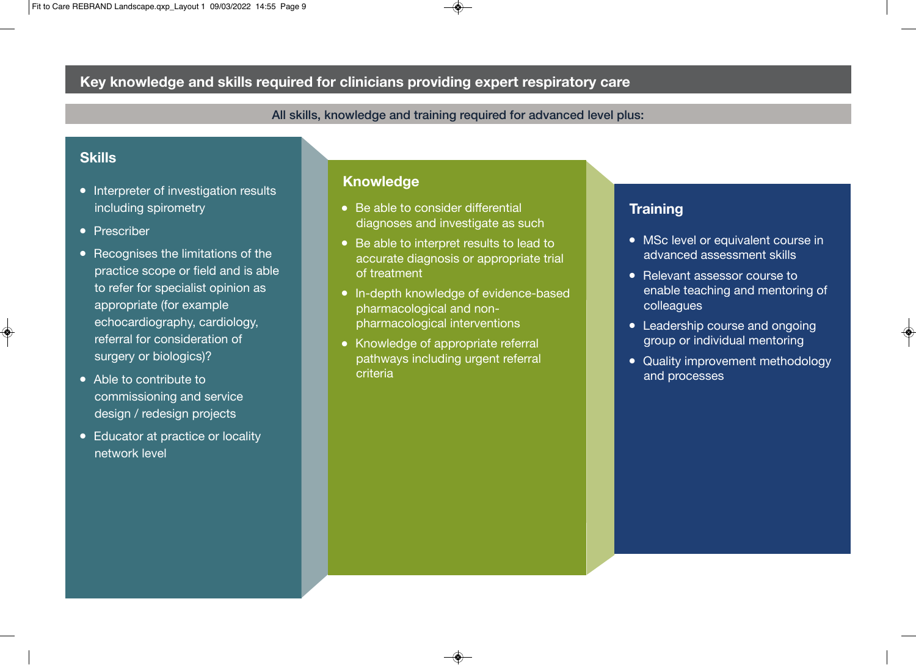## Key knowledge and skills required for clinicians providing expert respiratory care

**All skills, knowledge and training required for advanced level plus:**

### Skills

- Interpreter of investigation results including spirometry
- Prescriber
- Recognises the limitations of the practice scope or field and is able to refer for specialist opinion as appropriate (for example echocardiography, cardiology, referral for consideration of surgery or biologics)?
- Able to contribute to commissioning and service design / redesign projects
- Educator at practice or locality network level

### Knowledge

- Be able to consider differential diagnoses and investigate as such
- Be able to interpret results to lead to accurate diagnosis or appropriate trial of treatment
- In-depth knowledge of evidence-based pharmacological and non-pharmacological interventions
- Knowledge of appropriate referral pathways including urgent referral criteria

### Training

- MSc level or equivalent course in advanced assessment skills
- Relevant assessor course to enable teaching and mentoring of colleagues
- Leadership course and ongoing group or individual mentoring
- Quality improvement methodology and processes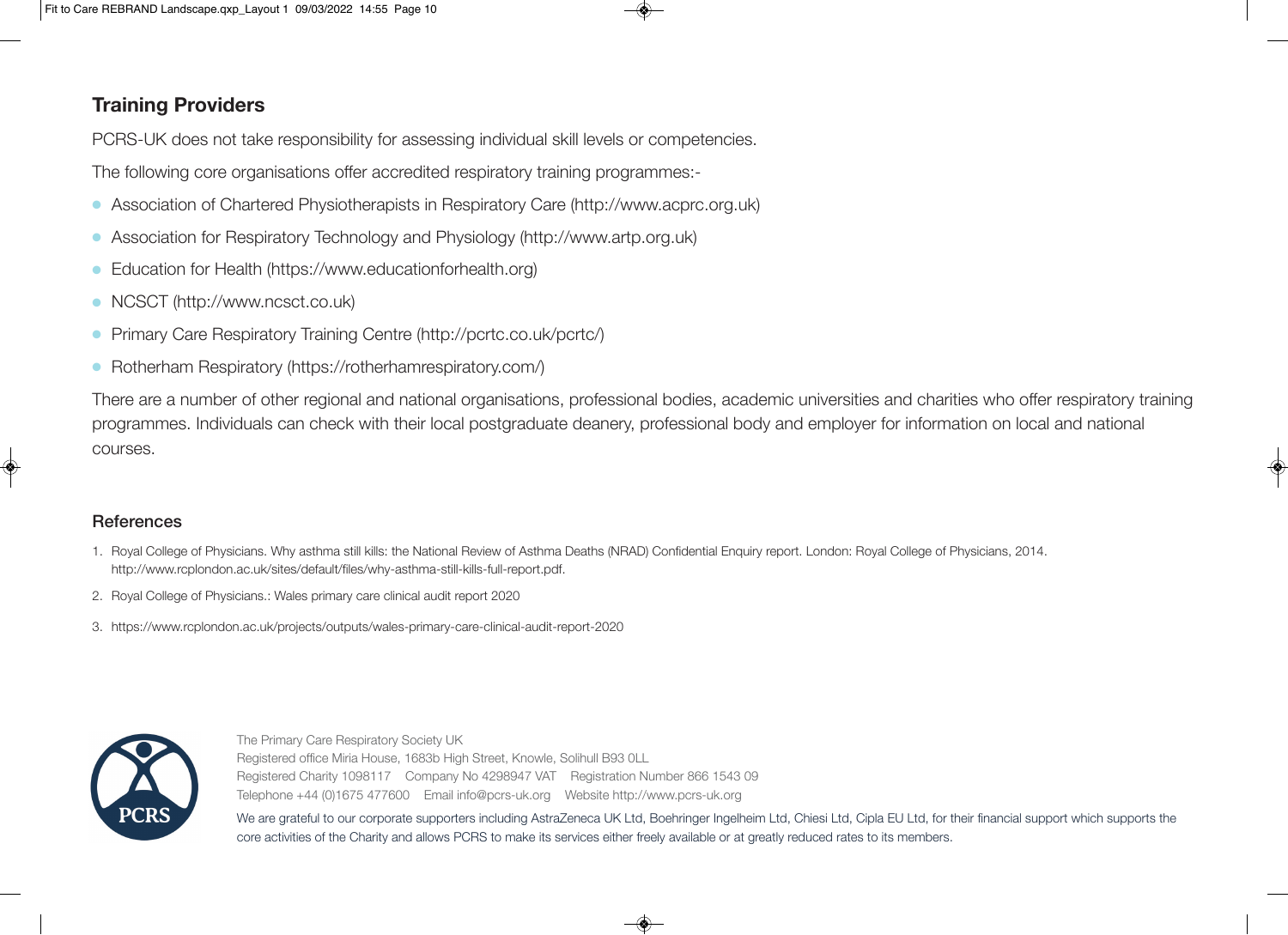## Training Providers

PCRS-UK does not take responsibility for assessing individual skill levels or competencies.

The following core organisations offer accredited respiratory training programmes:-

- Association of Chartered Physiotherapists in Respiratory Care (http://www.acprc.org.uk)
- Association for Respiratory Technology and Physiology (http://www.artp.org.uk)
- Education for Health (https://www.educationforhealth.org)
- NCSCT (http://www.ncsct.co.uk)
- Primary Care Respiratory Training Centre (http://pcrtc.co.uk/pcrtc/)
- Rotherham Respiratory (https://rotherhamrespiratory.com/)

There are a number of other regional and national organisations, professional bodies, academic universities and charities who offer respiratory training programmes. Individuals can check with their local postgraduate deanery, professional body and employer for information on local and national courses.

### References

1. Royal College of Physicians. Why asthma still kills: the National Review of Asthma Deaths (NRAD) Confidential Enquiry report. London: Royal College of Physicians, 2014. http://www.rcplondon.ac.uk/sites/default/files/why-asthma-still-kills-full-report.pdf.
2. Royal College of Physicians.: Wales primary care clinical audit report 2020
3. https://www.rcplondon.ac.uk/projects/outputs/wales-primary-care-clinical-audit-report-2020

The Primary Care Respiratory Society UK
Registered office Miria House, 1683b High Street, Knowle, Solihull B93 0LL
Registered Charity 1098117 Company No 4298947 VAT Registration Number 866 1543 09
Telephone +44 (0)1675 477600 Email info@pcrs-uk.org Website http://www.pcrs-uk.org

We are grateful to our corporate supporters including AstraZeneca UK Ltd, Boehringer Ingelheim Ltd, Chiesi Ltd, Cipla EU Ltd, for their financial support which supports the core activities of the Charity and allows PCRS to make its services either freely available or at greatly reduced rates to its members.